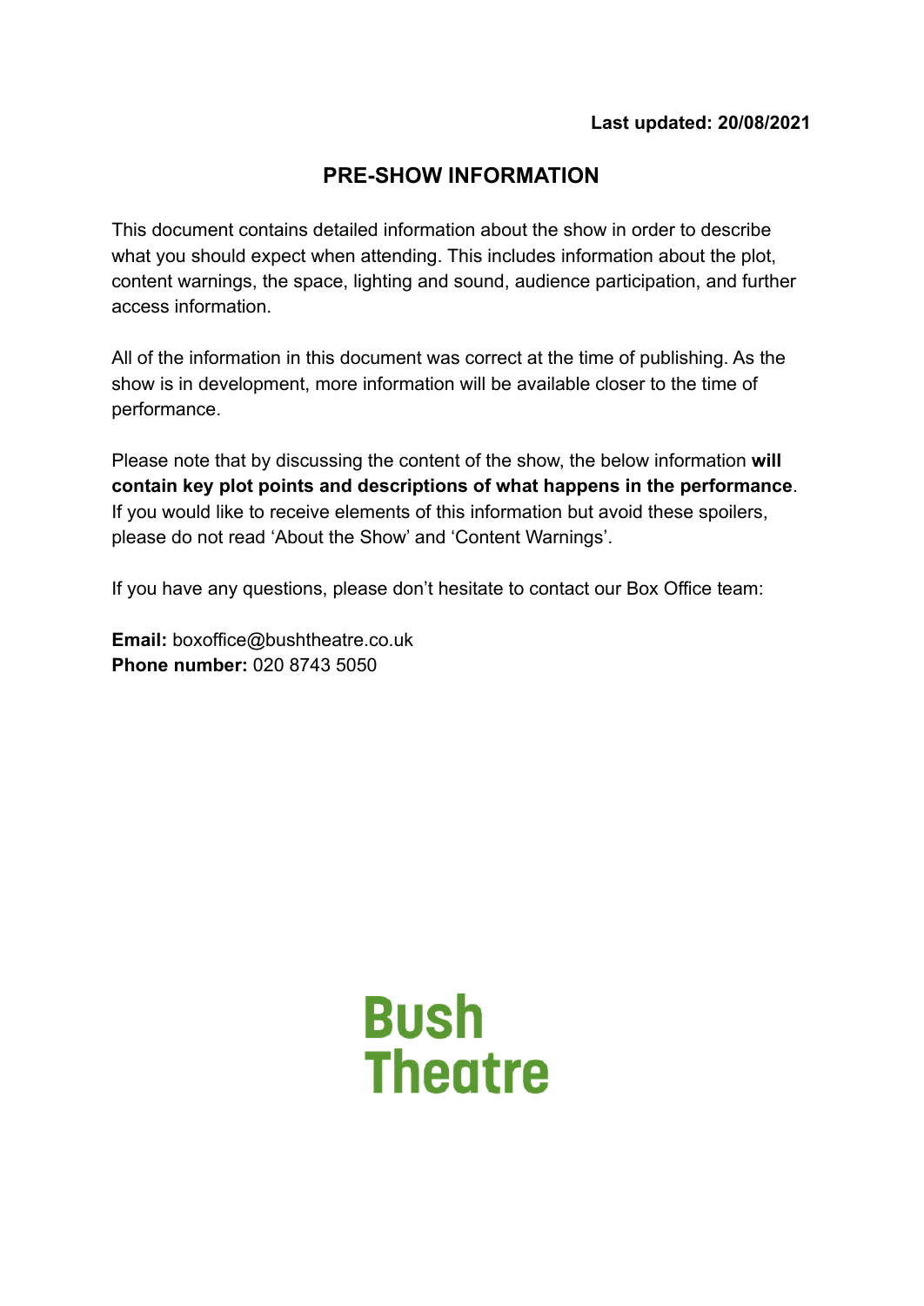**Last updated: 20/08/2021**

# PRE-SHOW INFORMATION

This document contains detailed information about the show in order to describe what you should expect when attending. This includes information about the plot, content warnings, the space, lighting and sound, audience participation, and further access information.

All of the information in this document was correct at the time of publishing. As the show is in development, more information will be available closer to the time of performance.

Please note that by discussing the content of the show, the below information **will contain key plot points and descriptions of what happens in the performance**. If you would like to receive elements of this information but avoid these spoilers, please do not read 'About the Show' and 'Content Warnings'.

If you have any questions, please don't hesitate to contact our Box Office team:

**Email:** boxoffice@bushtheatre.co.uk
**Phone number:** 020 8743 5050

Bush Theatre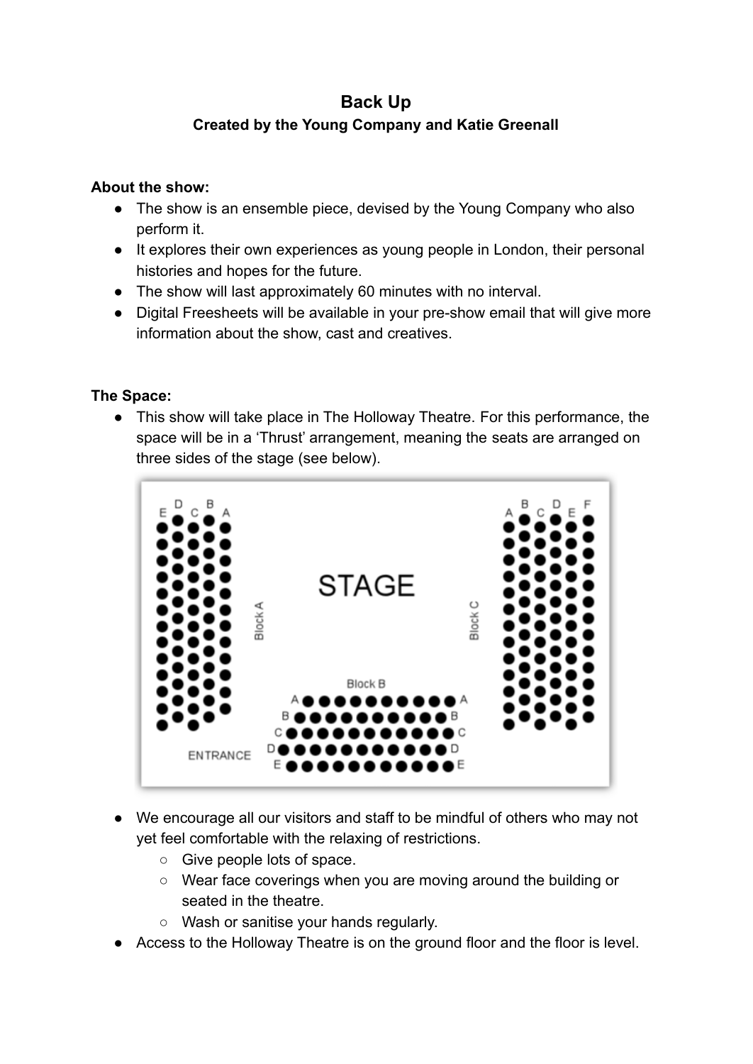# Back Up

### Created by the Young Company and Katie Greenall

**About the show:**

- The show is an ensemble piece, devised by the Young Company who also perform it.
- It explores their own experiences as young people in London, their personal histories and hopes for the future.
- The show will last approximately 60 minutes with no interval.
- Digital Freesheets will be available in your pre-show email that will give more information about the show, cast and creatives.

**The Space:**

- This show will take place in The Holloway Theatre. For this performance, the space will be in a 'Thrust' arrangement, meaning the seats are arranged on three sides of the stage (see below).

- We encourage all our visitors and staff to be mindful of others who may not yet feel comfortable with the relaxing of restrictions.
  - Give people lots of space.
  - Wear face coverings when you are moving around the building or seated in the theatre.
  - Wash or sanitise your hands regularly.
- Access to the Holloway Theatre is on the ground floor and the floor is level.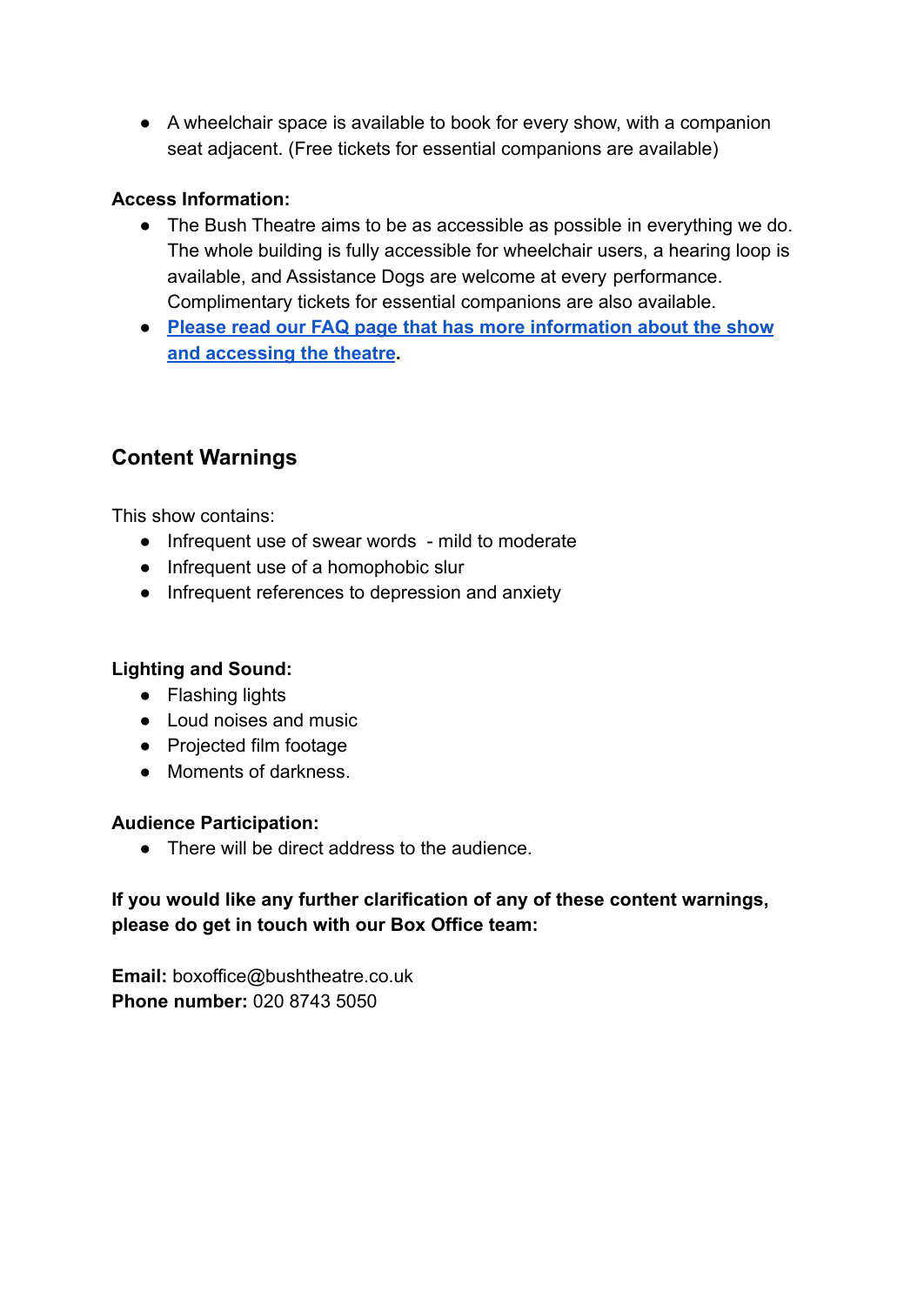- A wheelchair space is available to book for every show, with a companion seat adjacent. (Free tickets for essential companions are available)

**Access Information:**

- The Bush Theatre aims to be as accessible as possible in everything we do. The whole building is fully accessible for wheelchair users, a hearing loop is available, and Assistance Dogs are welcome at every performance. Complimentary tickets for essential companions are also available.
- **Please read our FAQ page that has more information about the show and accessing the theatre.**

## Content Warnings

This show contains:

- Infrequent use of swear words - mild to moderate
- Infrequent use of a homophobic slur
- Infrequent references to depression and anxiety

**Lighting and Sound:**

- Flashing lights
- Loud noises and music
- Projected film footage
- Moments of darkness.

**Audience Participation:**

- There will be direct address to the audience.

**If you would like any further clarification of any of these content warnings, please do get in touch with our Box Office team:**

**Email:** boxoffice@bushtheatre.co.uk
**Phone number:** 020 8743 5050